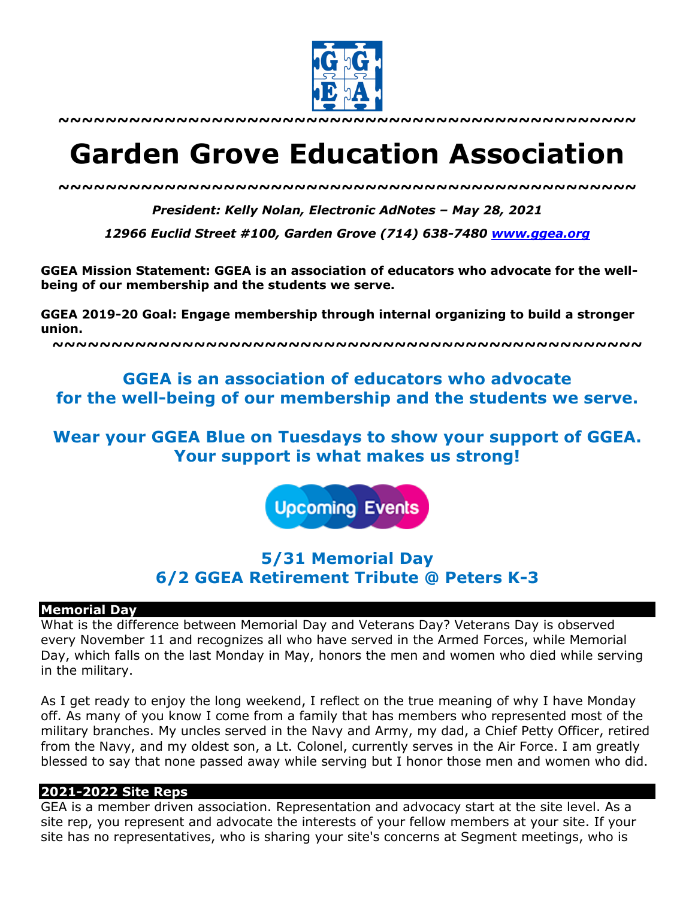~~~~~~~~~~~~~~~~~~~~~~~~~~~~~~~~~~~~~~~~~~~~~~~~

# Garden Grove Education Association

~~~~~~~~~~~~~~~~~~~~~~~~~~~~~~~~~~~~~~~~~~~~~~~~

***President: Kelly Nolan, Electronic AdNotes – May 28, 2021***

***12966 Euclid Street #100, Garden Grove (714) 638-7480 [www.ggea.org](http://www.ggea.org)***

**GGEA Mission Statement: GGEA is an association of educators who advocate for the well-being of our membership and the students we serve.**

**GGEA 2019-20 Goal: Engage membership through internal organizing to build a stronger union.**

~~~~~~~~~~~~~~~~~~~~~~~~~~~~~~~~~~~~~~~~~~~~~~~~

**GGEA is an association of educators who advocate for the well-being of our membership and the students we serve.**

**Wear your GGEA Blue on Tuesdays to show your support of GGEA. Your support is what makes us strong!**

**Upcoming Events**

**5/31 Memorial Day**
**6/2 GGEA Retirement Tribute @ Peters K-3**

## Memorial Day

What is the difference between Memorial Day and Veterans Day? Veterans Day is observed every November 11 and recognizes all who have served in the Armed Forces, while Memorial Day, which falls on the last Monday in May, honors the men and women who died while serving in the military.

As I get ready to enjoy the long weekend, I reflect on the true meaning of why I have Monday off. As many of you know I come from a family that has members who represented most of the military branches. My uncles served in the Navy and Army, my dad, a Chief Petty Officer, retired from the Navy, and my oldest son, a Lt. Colonel, currently serves in the Air Force. I am greatly blessed to say that none passed away while serving but I honor those men and women who did.

## 2021-2022 Site Reps

GEA is a member driven association. Representation and advocacy start at the site level. As a site rep, you represent and advocate the interests of your fellow members at your site. If your site has no representatives, who is sharing your site's concerns at Segment meetings, who is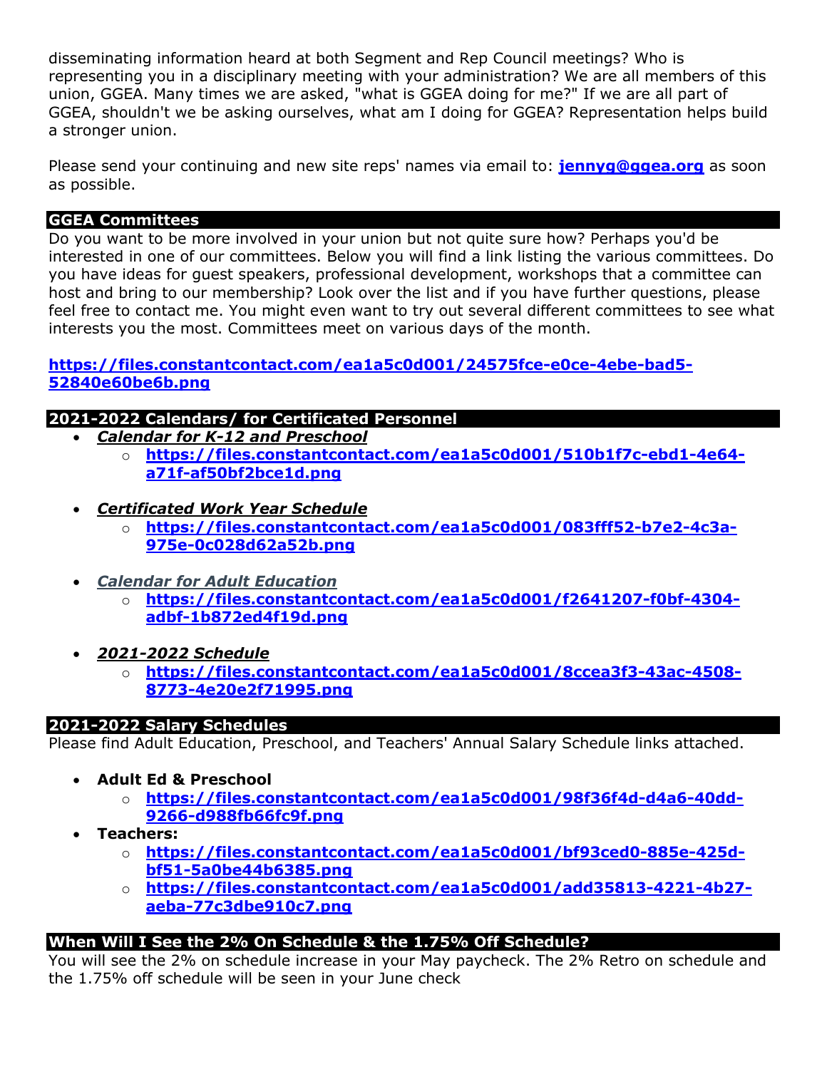disseminating information heard at both Segment and Rep Council meetings? Who is representing you in a disciplinary meeting with your administration? We are all members of this union, GGEA. Many times we are asked, "what is GGEA doing for me?" If we are all part of GGEA, shouldn't we be asking ourselves, what am I doing for GGEA? Representation helps build a stronger union.

Please send your continuing and new site reps' names via email to: **jennyg@ggea.org** as soon as possible.

## GGEA Committees

Do you want to be more involved in your union but not quite sure how? Perhaps you'd be interested in one of our committees. Below you will find a link listing the various committees. Do you have ideas for guest speakers, professional development, workshops that a committee can host and bring to our membership? Look over the list and if you have further questions, please feel free to contact me. You might even want to try out several different committees to see what interests you the most. Committees meet on various days of the month.

**https://files.constantcontact.com/ea1a5c0d001/24575fce-e0ce-4ebe-bad5-52840e60be6b.png**

## 2021-2022 Calendars/ for Certificated Personnel

- ***Calendar for K-12 and Preschool***
  - **https://files.constantcontact.com/ea1a5c0d001/510b1f7c-ebd1-4e64-a71f-af50bf2bce1d.png**
- ***Certificated Work Year Schedule***
  - **https://files.constantcontact.com/ea1a5c0d001/083fff52-b7e2-4c3a-975e-0c028d62a52b.png**
- ***Calendar for Adult Education***
  - **https://files.constantcontact.com/ea1a5c0d001/f2641207-f0bf-4304-adbf-1b872ed4f19d.png**
- ***2021-2022 Schedule***
  - **https://files.constantcontact.com/ea1a5c0d001/8ccea3f3-43ac-4508-8773-4e20e2f71995.png**

## 2021-2022 Salary Schedules

Please find Adult Education, Preschool, and Teachers' Annual Salary Schedule links attached.

- **Adult Ed & Preschool**
  - **https://files.constantcontact.com/ea1a5c0d001/98f36f4d-d4a6-40dd-9266-d988fb66fc9f.png**
- **Teachers:**
  - **https://files.constantcontact.com/ea1a5c0d001/bf93ced0-885e-425d-bf51-5a0be44b6385.png**
  - **https://files.constantcontact.com/ea1a5c0d001/add35813-4221-4b27-aeba-77c3dbe910c7.png**

## When Will I See the 2% On Schedule & the 1.75% Off Schedule?

You will see the 2% on schedule increase in your May paycheck. The 2% Retro on schedule and the 1.75% off schedule will be seen in your June check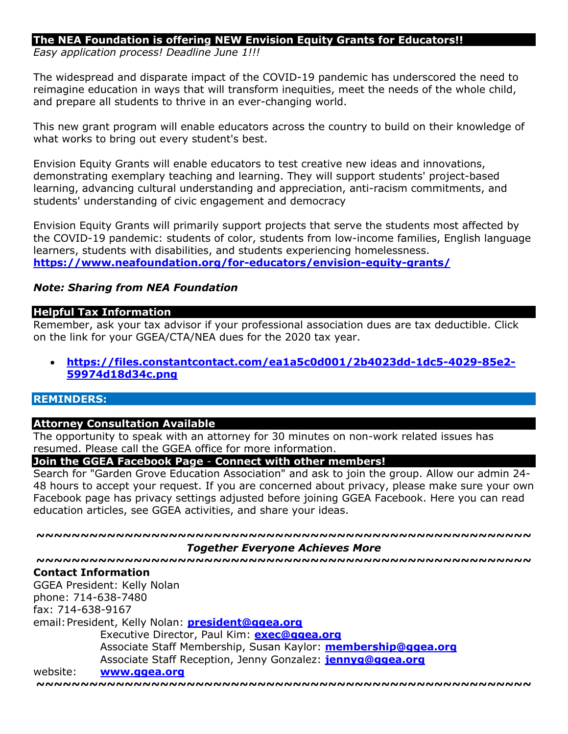## The NEA Foundation is offering NEW Envision Equity Grants for Educators!!

*Easy application process! Deadline June 1!!!*

The widespread and disparate impact of the COVID-19 pandemic has underscored the need to reimagine education in ways that will transform inequities, meet the needs of the whole child, and prepare all students to thrive in an ever-changing world.

This new grant program will enable educators across the country to build on their knowledge of what works to bring out every student's best.

Envision Equity Grants will enable educators to test creative new ideas and innovations, demonstrating exemplary teaching and learning. They will support students' project-based learning, advancing cultural understanding and appreciation, anti-racism commitments, and students' understanding of civic engagement and democracy

Envision Equity Grants will primarily support projects that serve the students most affected by the COVID-19 pandemic: students of color, students from low-income families, English language learners, students with disabilities, and students experiencing homelessness.
**https://www.neafoundation.org/for-educators/envision-equity-grants/**

***Note: Sharing from NEA Foundation***

## Helpful Tax Information

Remember, ask your tax advisor if your professional association dues are tax deductible. Click on the link for your GGEA/CTA/NEA dues for the 2020 tax year.

- **https://files.constantcontact.com/ea1a5c0d001/2b4023dd-1dc5-4029-85e2-59974d18d34c.png**

## REMINDERS:

### Attorney Consultation Available

The opportunity to speak with an attorney for 30 minutes on non-work related issues has resumed. Please call the GGEA office for more information.

### Join the GGEA Facebook Page - Connect with other members!

Search for "Garden Grove Education Association" and ask to join the group. Allow our admin 24-48 hours to accept your request. If you are concerned about privacy, please make sure your own Facebook page has privacy settings adjusted before joining GGEA Facebook. Here you can read education articles, see GGEA activities, and share your ideas.

~~~~~~~~~~~~~~~~~~~~~~~~~~~~~~~~~~~~~~~~~~~~~~~~~~~~~~~~~~

***Together Everyone Achieves More***

~~~~~~~~~~~~~~~~~~~~~~~~~~~~~~~~~~~~~~~~~~~~~~~~~~~~~~~~~~

**Contact Information**

GGEA President: Kelly Nolan
phone: 714-638-7480
fax: 714-638-9167
email: President, Kelly Nolan: **president@ggea.org**
Executive Director, Paul Kim: **exec@ggea.org**
Associate Staff Membership, Susan Kaylor: **membership@ggea.org**
Associate Staff Reception, Jenny Gonzalez: **jennyg@ggea.org**
website: **www.ggea.org**

~~~~~~~~~~~~~~~~~~~~~~~~~~~~~~~~~~~~~~~~~~~~~~~~~~~~~~~~~~